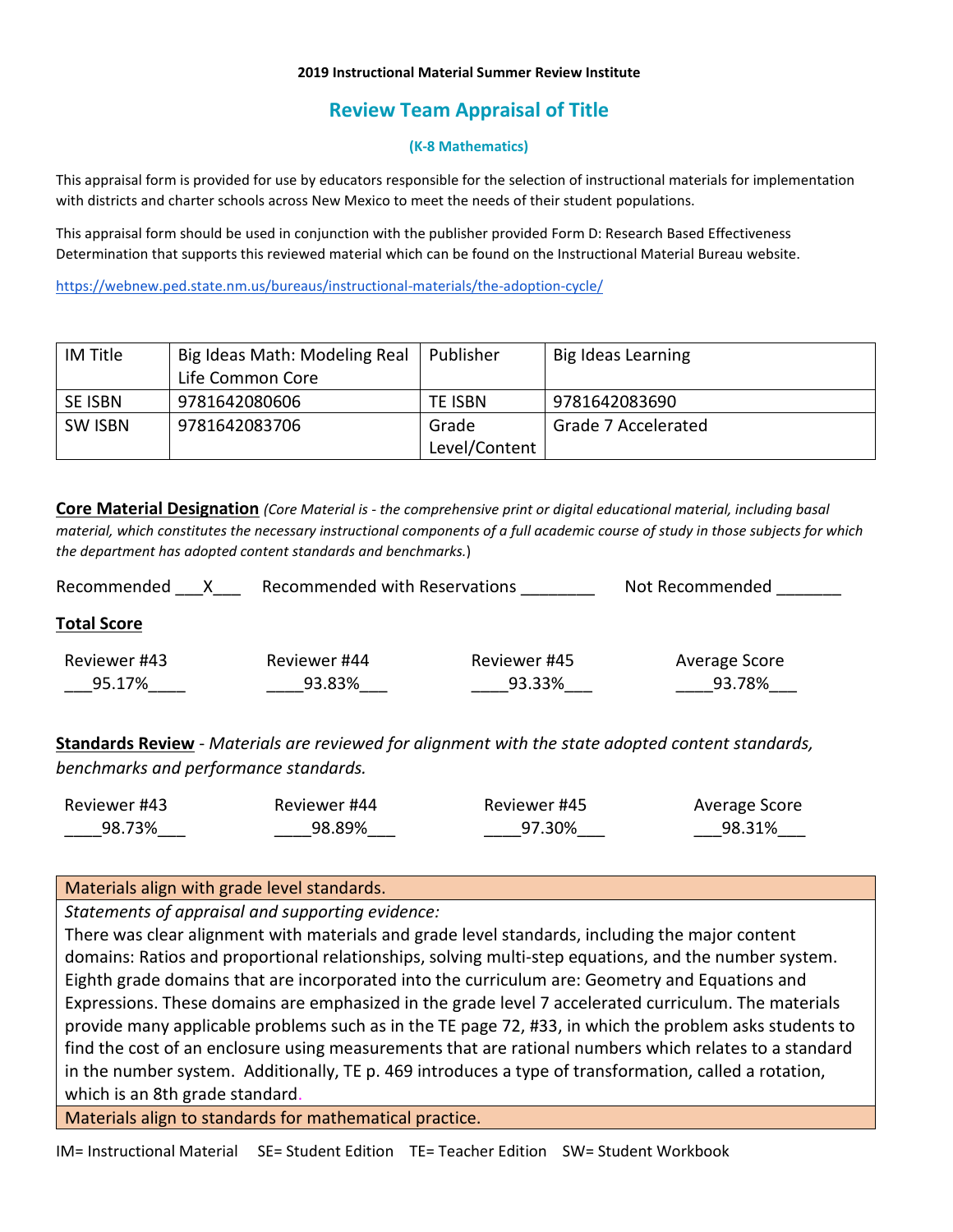**2019 Instructional Material Summer Review Institute**

# Review Team Appraisal of Title

**(K-8 Mathematics)**

This appraisal form is provided for use by educators responsible for the selection of instructional materials for implementation with districts and charter schools across New Mexico to meet the needs of their student populations.

This appraisal form should be used in conjunction with the publisher provided Form D: Research Based Effectiveness Determination that supports this reviewed material which can be found on the Instructional Material Bureau website.

https://webnew.ped.state.nm.us/bureaus/instructional-materials/the-adoption-cycle/

| IM Title | Big Ideas Math: Modeling Real Life Common Core | Publisher | Big Ideas Learning |
|---|---|---|---|
| SE ISBN | 9781642080606 | TE ISBN | 9781642083690 |
| SW ISBN | 9781642083706 | Grade Level/Content | Grade 7 Accelerated |

**Core Material Designation** *(Core Material is - the comprehensive print or digital educational material, including basal material, which constitutes the necessary instructional components of a full academic course of study in those subjects for which the department has adopted content standards and benchmarks.*)

Recommended ___X___ Recommended with Reservations ________ Not Recommended _______

**Total Score**

| Reviewer #43 | Reviewer #44 | Reviewer #45 | Average Score |
|---|---|---|---|
| 95.17% | 93.83% | 93.33% | 93.78% |

**Standards Review** - *Materials are reviewed for alignment with the state adopted content standards, benchmarks and performance standards.*

| Reviewer #43 | Reviewer #44 | Reviewer #45 | Average Score |
|---|---|---|---|
| 98.73% | 98.89% | 97.30% | 98.31% |

| Materials align with grade level standards. |
|---|
| *Statements of appraisal and supporting evidence:* There was clear alignment with materials and grade level standards, including the major content domains: Ratios and proportional relationships, solving multi-step equations, and the number system. Eighth grade domains that are incorporated into the curriculum are: Geometry and Equations and Expressions. These domains are emphasized in the grade level 7 accelerated curriculum. The materials provide many applicable problems such as in the TE page 72, #33, in which the problem asks students to find the cost of an enclosure using measurements that are rational numbers which relates to a standard in the number system. Additionally, TE p. 469 introduces a type of transformation, called a rotation, which is an 8th grade standard. |
| Materials align to standards for mathematical practice. |

IM= Instructional Material SE= Student Edition TE= Teacher Edition SW= Student Workbook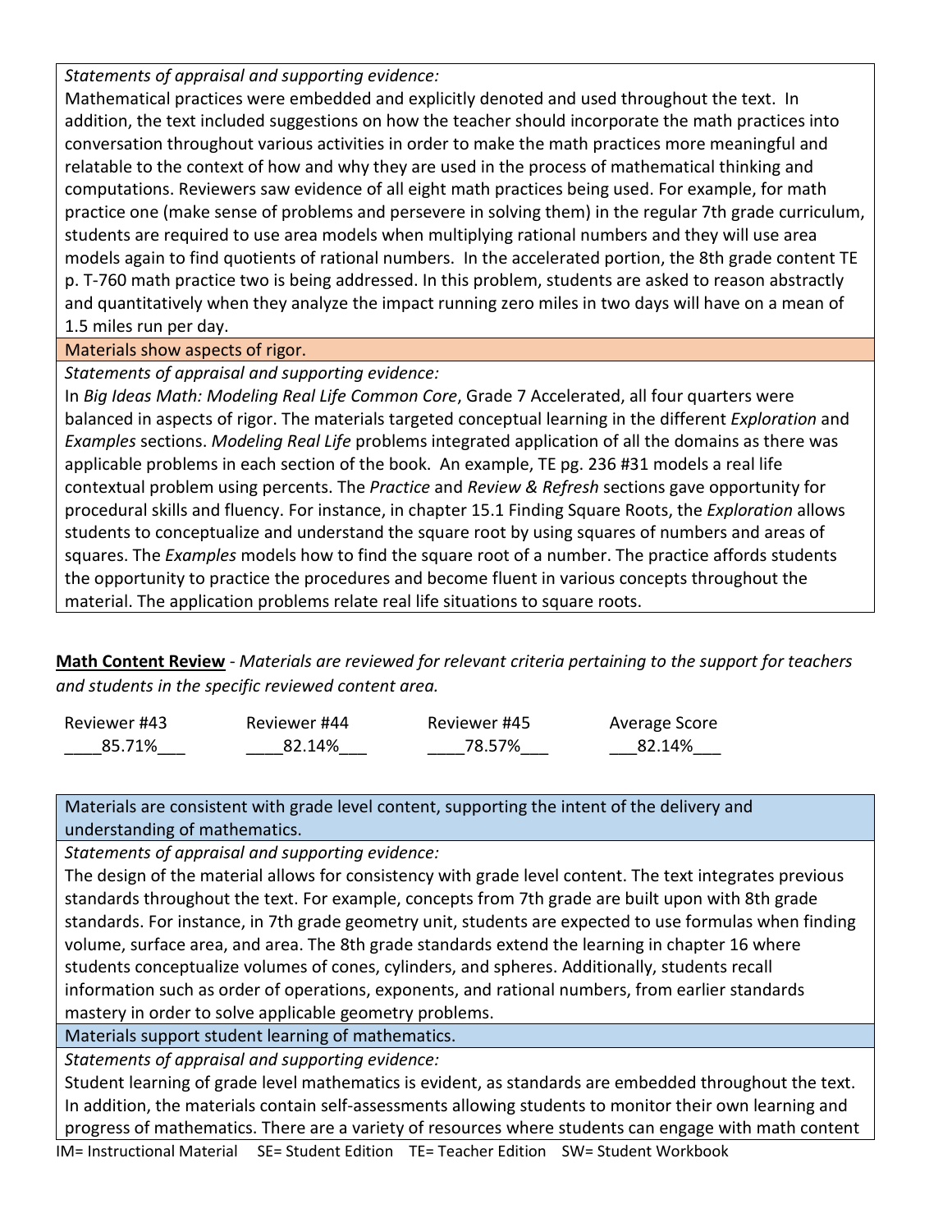*Statements of appraisal and supporting evidence:*

Mathematical practices were embedded and explicitly denoted and used throughout the text. In addition, the text included suggestions on how the teacher should incorporate the math practices into conversation throughout various activities in order to make the math practices more meaningful and relatable to the context of how and why they are used in the process of mathematical thinking and computations. Reviewers saw evidence of all eight math practices being used. For example, for math practice one (make sense of problems and persevere in solving them) in the regular 7th grade curriculum, students are required to use area models when multiplying rational numbers and they will use area models again to find quotients of rational numbers. In the accelerated portion, the 8th grade content TE p. T-760 math practice two is being addressed. In this problem, students are asked to reason abstractly and quantitatively when they analyze the impact running zero miles in two days will have on a mean of 1.5 miles run per day.

Materials show aspects of rigor.

*Statements of appraisal and supporting evidence:*

In *Big Ideas Math: Modeling Real Life Common Core*, Grade 7 Accelerated, all four quarters were balanced in aspects of rigor. The materials targeted conceptual learning in the different *Exploration* and *Examples* sections. *Modeling Real Life* problems integrated application of all the domains as there was applicable problems in each section of the book. An example, TE pg. 236 #31 models a real life contextual problem using percents. The *Practice* and *Review & Refresh* sections gave opportunity for procedural skills and fluency. For instance, in chapter 15.1 Finding Square Roots, the *Exploration* allows students to conceptualize and understand the square root by using squares of numbers and areas of squares. The *Examples* models how to find the square root of a number. The practice affords students the opportunity to practice the procedures and become fluent in various concepts throughout the material. The application problems relate real life situations to square roots.

**Math Content Review** - *Materials are reviewed for relevant criteria pertaining to the support for teachers and students in the specific reviewed content area.*

| Reviewer #43 | Reviewer #44 | Reviewer #45 | Average Score |
|---|---|---|---|
| 85.71% | 82.14% | 78.57% | 82.14% |

Materials are consistent with grade level content, supporting the intent of the delivery and understanding of mathematics.

*Statements of appraisal and supporting evidence:*

The design of the material allows for consistency with grade level content. The text integrates previous standards throughout the text. For example, concepts from 7th grade are built upon with 8th grade standards. For instance, in 7th grade geometry unit, students are expected to use formulas when finding volume, surface area, and area. The 8th grade standards extend the learning in chapter 16 where students conceptualize volumes of cones, cylinders, and spheres. Additionally, students recall information such as order of operations, exponents, and rational numbers, from earlier standards mastery in order to solve applicable geometry problems.

Materials support student learning of mathematics.

*Statements of appraisal and supporting evidence:*

Student learning of grade level mathematics is evident, as standards are embedded throughout the text. In addition, the materials contain self-assessments allowing students to monitor their own learning and progress of mathematics. There are a variety of resources where students can engage with math content

IM= Instructional Material SE= Student Edition TE= Teacher Edition SW= Student Workbook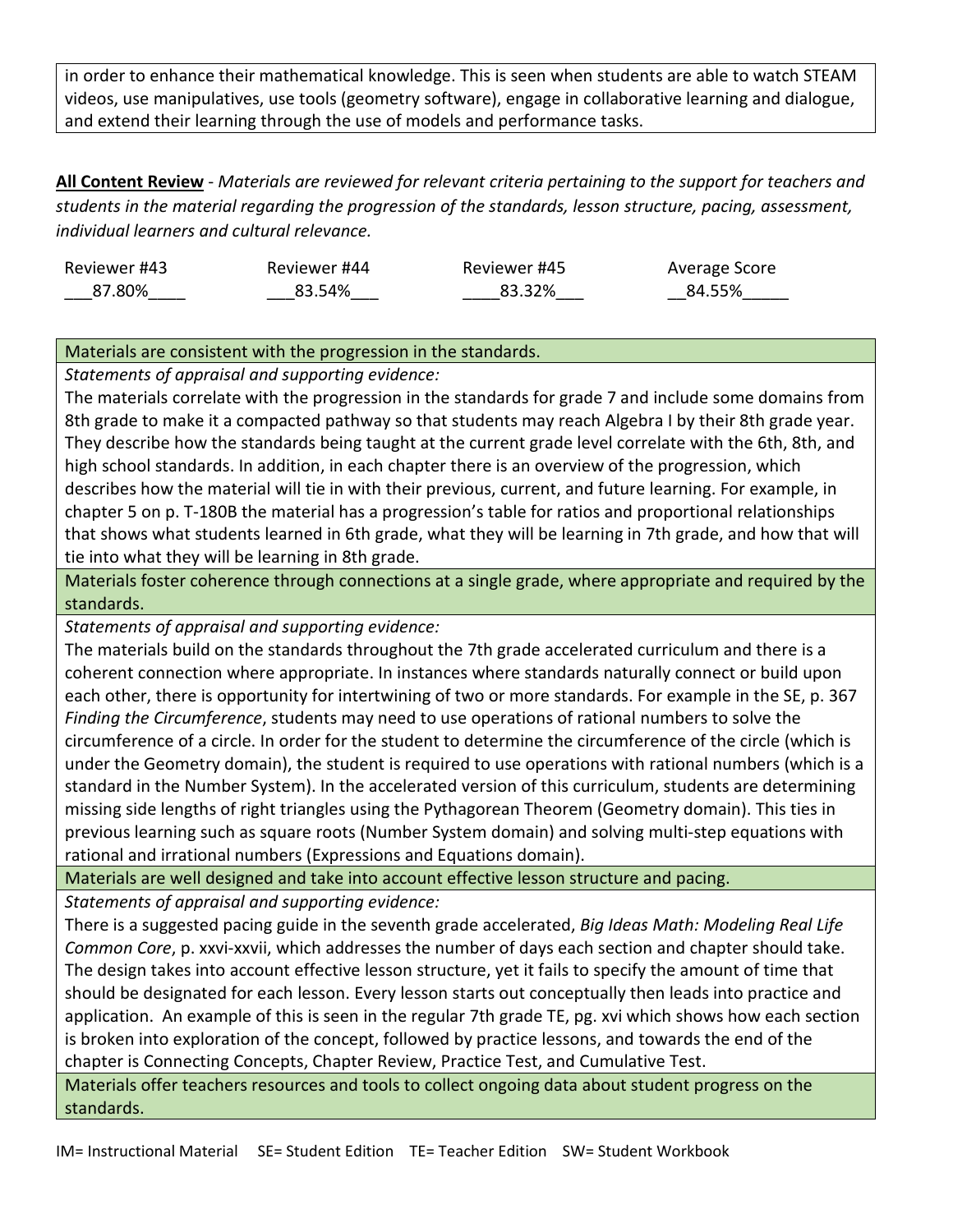in order to enhance their mathematical knowledge. This is seen when students are able to watch STEAM videos, use manipulatives, use tools (geometry software), engage in collaborative learning and dialogue, and extend their learning through the use of models and performance tasks.

**All Content Review** - *Materials are reviewed for relevant criteria pertaining to the support for teachers and students in the material regarding the progression of the standards, lesson structure, pacing, assessment, individual learners and cultural relevance.*

| Reviewer #43 | Reviewer #44 | Reviewer #45 | Average Score |
|---|---|---|---|
| 87.80% | 83.54% | 83.32% | 84.55% |

| Materials are consistent with the progression in the standards. |
|---|
| *Statements of appraisal and supporting evidence:* The materials correlate with the progression in the standards for grade 7 and include some domains from 8th grade to make it a compacted pathway so that students may reach Algebra I by their 8th grade year. They describe how the standards being taught at the current grade level correlate with the 6th, 8th, and high school standards. In addition, in each chapter there is an overview of the progression, which describes how the material will tie in with their previous, current, and future learning. For example, in chapter 5 on p. T-180B the material has a progression's table for ratios and proportional relationships that shows what students learned in 6th grade, what they will be learning in 7th grade, and how that will tie into what they will be learning in 8th grade. |
| Materials foster coherence through connections at a single grade, where appropriate and required by the standards. |
| *Statements of appraisal and supporting evidence:* The materials build on the standards throughout the 7th grade accelerated curriculum and there is a coherent connection where appropriate. In instances where standards naturally connect or build upon each other, there is opportunity for intertwining of two or more standards. For example in the SE, p. 367 *Finding the Circumference*, students may need to use operations of rational numbers to solve the circumference of a circle. In order for the student to determine the circumference of the circle (which is under the Geometry domain), the student is required to use operations with rational numbers (which is a standard in the Number System). In the accelerated version of this curriculum, students are determining missing side lengths of right triangles using the Pythagorean Theorem (Geometry domain). This ties in previous learning such as square roots (Number System domain) and solving multi-step equations with rational and irrational numbers (Expressions and Equations domain). |
| Materials are well designed and take into account effective lesson structure and pacing. |
| *Statements of appraisal and supporting evidence:* There is a suggested pacing guide in the seventh grade accelerated, *Big Ideas Math: Modeling Real Life Common Core*, p. xxvi-xxvii, which addresses the number of days each section and chapter should take. The design takes into account effective lesson structure, yet it fails to specify the amount of time that should be designated for each lesson. Every lesson starts out conceptually then leads into practice and application. An example of this is seen in the regular 7th grade TE, pg. xvi which shows how each section is broken into exploration of the concept, followed by practice lessons, and towards the end of the chapter is Connecting Concepts, Chapter Review, Practice Test, and Cumulative Test. |
| Materials offer teachers resources and tools to collect ongoing data about student progress on the standards. |

IM= Instructional Material SE= Student Edition TE= Teacher Edition SW= Student Workbook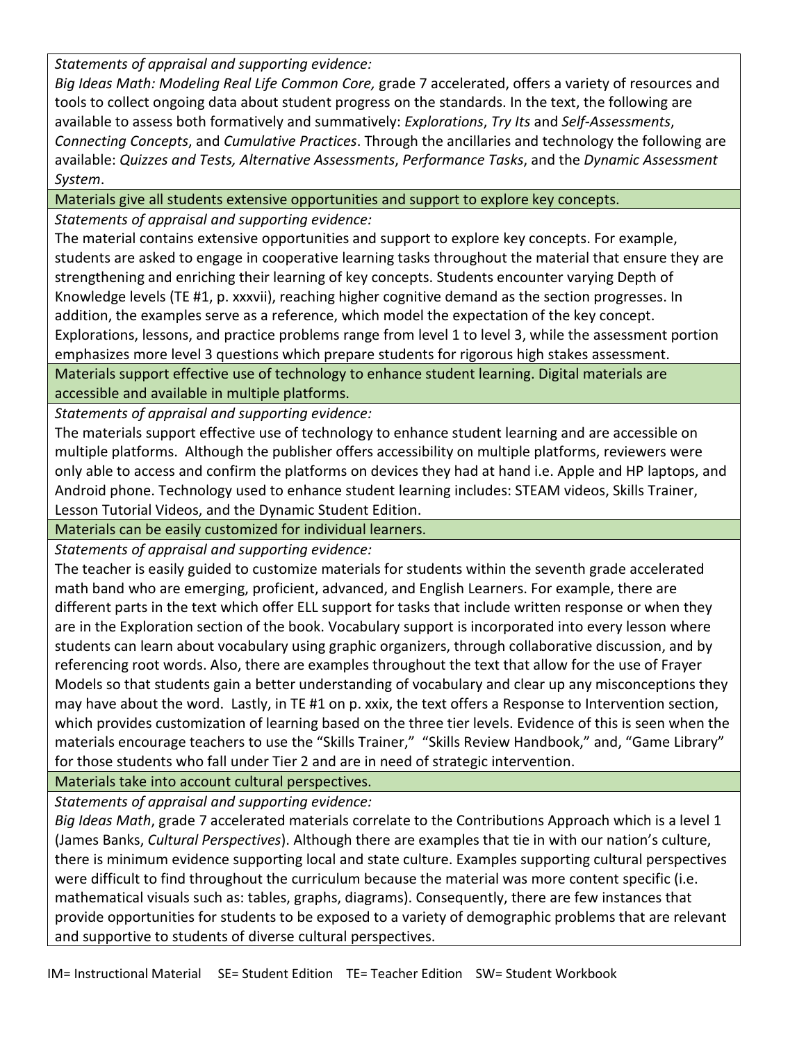*Statements of appraisal and supporting evidence:*

*Big Ideas Math: Modeling Real Life Common Core,* grade 7 accelerated, offers a variety of resources and tools to collect ongoing data about student progress on the standards. In the text, the following are available to assess both formatively and summatively: *Explorations*, *Try Its* and *Self-Assessments*, *Connecting Concepts*, and *Cumulative Practices*. Through the ancillaries and technology the following are available: *Quizzes and Tests, Alternative Assessments*, *Performance Tasks*, and the *Dynamic Assessment System*.

**Materials give all students extensive opportunities and support to explore key concepts.**

*Statements of appraisal and supporting evidence:*

The material contains extensive opportunities and support to explore key concepts. For example, students are asked to engage in cooperative learning tasks throughout the material that ensure they are strengthening and enriching their learning of key concepts. Students encounter varying Depth of Knowledge levels (TE #1, p. xxxvii), reaching higher cognitive demand as the section progresses. In addition, the examples serve as a reference, which model the expectation of the key concept. Explorations, lessons, and practice problems range from level 1 to level 3, while the assessment portion emphasizes more level 3 questions which prepare students for rigorous high stakes assessment.

**Materials support effective use of technology to enhance student learning. Digital materials are accessible and available in multiple platforms.**

*Statements of appraisal and supporting evidence:*

The materials support effective use of technology to enhance student learning and are accessible on multiple platforms. Although the publisher offers accessibility on multiple platforms, reviewers were only able to access and confirm the platforms on devices they had at hand i.e. Apple and HP laptops, and Android phone. Technology used to enhance student learning includes: STEAM videos, Skills Trainer, Lesson Tutorial Videos, and the Dynamic Student Edition.

**Materials can be easily customized for individual learners.**

*Statements of appraisal and supporting evidence:*

The teacher is easily guided to customize materials for students within the seventh grade accelerated math band who are emerging, proficient, advanced, and English Learners. For example, there are different parts in the text which offer ELL support for tasks that include written response or when they are in the Exploration section of the book. Vocabulary support is incorporated into every lesson where students can learn about vocabulary using graphic organizers, through collaborative discussion, and by referencing root words. Also, there are examples throughout the text that allow for the use of Frayer Models so that students gain a better understanding of vocabulary and clear up any misconceptions they may have about the word. Lastly, in TE #1 on p. xxix, the text offers a Response to Intervention section, which provides customization of learning based on the three tier levels. Evidence of this is seen when the materials encourage teachers to use the "Skills Trainer," "Skills Review Handbook," and, "Game Library" for those students who fall under Tier 2 and are in need of strategic intervention.

**Materials take into account cultural perspectives.**

*Statements of appraisal and supporting evidence:*

*Big Ideas Math*, grade 7 accelerated materials correlate to the Contributions Approach which is a level 1 (James Banks, *Cultural Perspectives*). Although there are examples that tie in with our nation's culture, there is minimum evidence supporting local and state culture. Examples supporting cultural perspectives were difficult to find throughout the curriculum because the material was more content specific (i.e. mathematical visuals such as: tables, graphs, diagrams). Consequently, there are few instances that provide opportunities for students to be exposed to a variety of demographic problems that are relevant and supportive to students of diverse cultural perspectives.

IM= Instructional Material SE= Student Edition TE= Teacher Edition SW= Student Workbook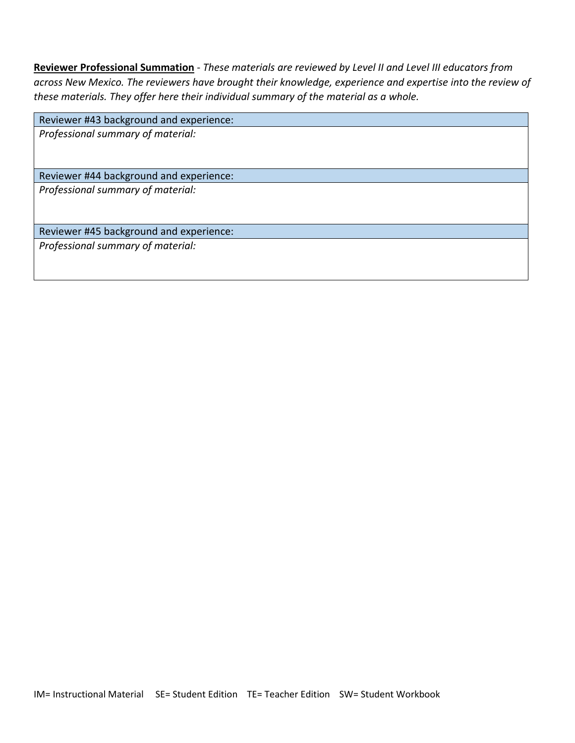**Reviewer Professional Summation** - *These materials are reviewed by Level II and Level III educators from across New Mexico. The reviewers have brought their knowledge, experience and expertise into the review of these materials. They offer here their individual summary of the material as a whole.*

| |
|---|
| Reviewer #43 background and experience: |
| *Professional summary of material:* |
| Reviewer #44 background and experience: |
| *Professional summary of material:* |
| Reviewer #45 background and experience: |
| *Professional summary of material:* |

IM= Instructional Material SE= Student Edition TE= Teacher Edition SW= Student Workbook